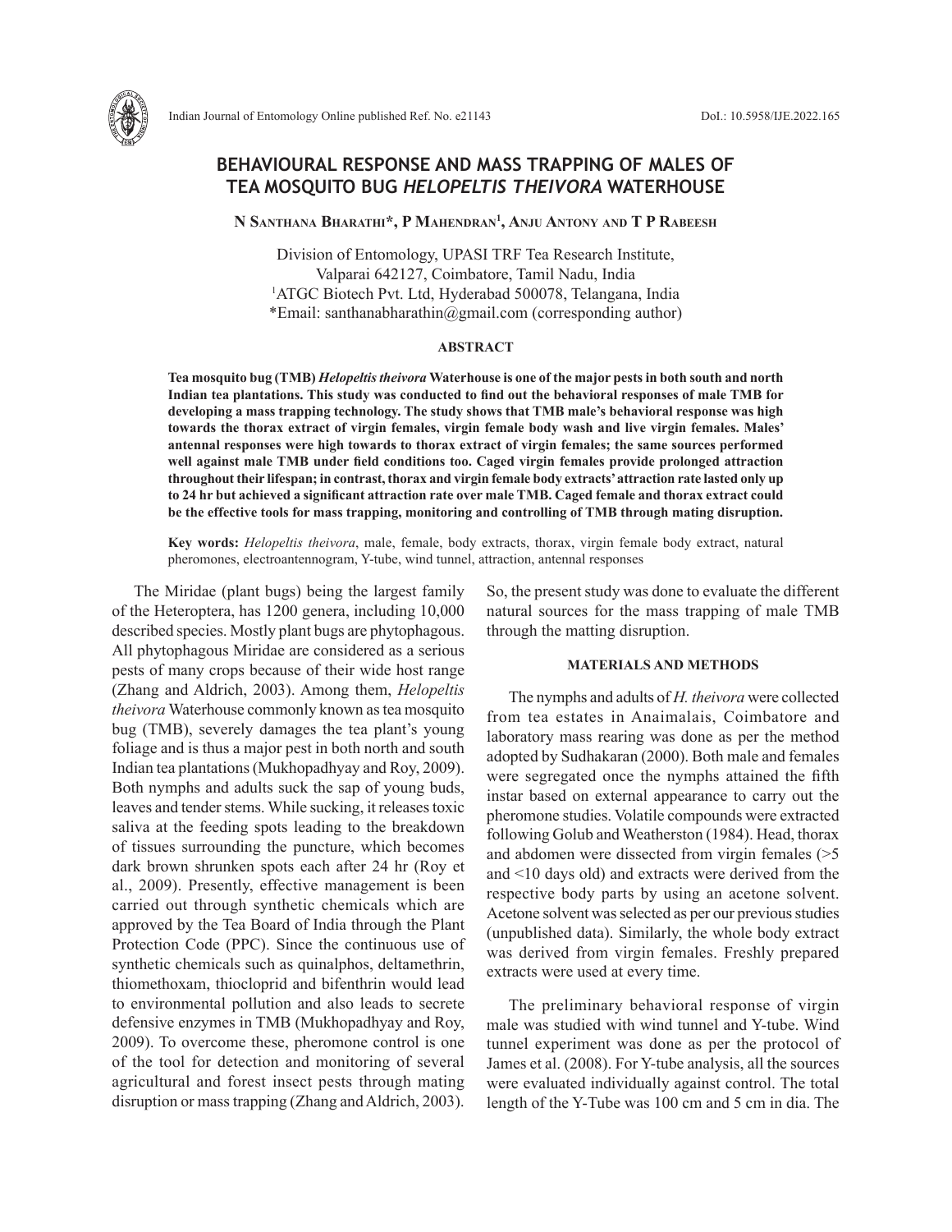# BEHAVIOURAL RESPONSE AND MASS TRAPPING OF MALES OF TEA MOSQUITO BUG *HELOPELTIS THEIVORA* WATERHOUSE

**N Santhana Bharathi\*, P Mahendran[1], Anju Antony and T P Rabeesh**

Division of Entomology, UPASI TRF Tea Research Institute,
Valparai 642127, Coimbatore, Tamil Nadu, India
[1]ATGC Biotech Pvt. Ltd, Hyderabad 500078, Telangana, India
\*Email: santhanabharathin@gmail.com (corresponding author)

## ABSTRACT

**Tea mosquito bug (TMB) *Helopeltis theivora* Waterhouse is one of the major pests in both south and north Indian tea plantations. This study was conducted to find out the behavioral responses of male TMB for developing a mass trapping technology. The study shows that TMB male's behavioral response was high towards the thorax extract of virgin females, virgin female body wash and live virgin females. Males' antennal responses were high towards to thorax extract of virgin females; the same sources performed well against male TMB under field conditions too. Caged virgin females provide prolonged attraction throughout their lifespan; in contrast, thorax and virgin female body extracts' attraction rate lasted only up to 24 hr but achieved a significant attraction rate over male TMB. Caged female and thorax extract could be the effective tools for mass trapping, monitoring and controlling of TMB through mating disruption.**

**Key words:** *Helopeltis theivora*, male, female, body extracts, thorax, virgin female body extract, natural pheromones, electroantennogram, Y-tube, wind tunnel, attraction, antennal responses

The Miridae (plant bugs) being the largest family of the Heteroptera, has 1200 genera, including 10,000 described species. Mostly plant bugs are phytophagous. All phytophagous Miridae are considered as a serious pests of many crops because of their wide host range (Zhang and Aldrich, 2003). Among them, *Helopeltis theivora* Waterhouse commonly known as tea mosquito bug (TMB), severely damages the tea plant's young foliage and is thus a major pest in both north and south Indian tea plantations (Mukhopadhyay and Roy, 2009). Both nymphs and adults suck the sap of young buds, leaves and tender stems. While sucking, it releases toxic saliva at the feeding spots leading to the breakdown of tissues surrounding the puncture, which becomes dark brown shrunken spots each after 24 hr (Roy et al., 2009). Presently, effective management is been carried out through synthetic chemicals which are approved by the Tea Board of India through the Plant Protection Code (PPC). Since the continuous use of synthetic chemicals such as quinalphos, deltamethrin, thiomethoxam, thiocloprid and bifenthrin would lead to environmental pollution and also leads to secrete defensive enzymes in TMB (Mukhopadhyay and Roy, 2009). To overcome these, pheromone control is one of the tool for detection and monitoring of several agricultural and forest insect pests through mating disruption or mass trapping (Zhang and Aldrich, 2003). So, the present study was done to evaluate the different natural sources for the mass trapping of male TMB through the matting disruption.

## MATERIALS AND METHODS

The nymphs and adults of *H. theivora* were collected from tea estates in Anaimalais, Coimbatore and laboratory mass rearing was done as per the method adopted by Sudhakaran (2000). Both male and females were segregated once the nymphs attained the fifth instar based on external appearance to carry out the pheromone studies. Volatile compounds were extracted following Golub and Weatherston (1984). Head, thorax and abdomen were dissected from virgin females (>5 and <10 days old) and extracts were derived from the respective body parts by using an acetone solvent. Acetone solvent was selected as per our previous studies (unpublished data). Similarly, the whole body extract was derived from virgin females. Freshly prepared extracts were used at every time.

The preliminary behavioral response of virgin male was studied with wind tunnel and Y-tube. Wind tunnel experiment was done as per the protocol of James et al. (2008). For Y-tube analysis, all the sources were evaluated individually against control. The total length of the Y-Tube was 100 cm and 5 cm in dia. The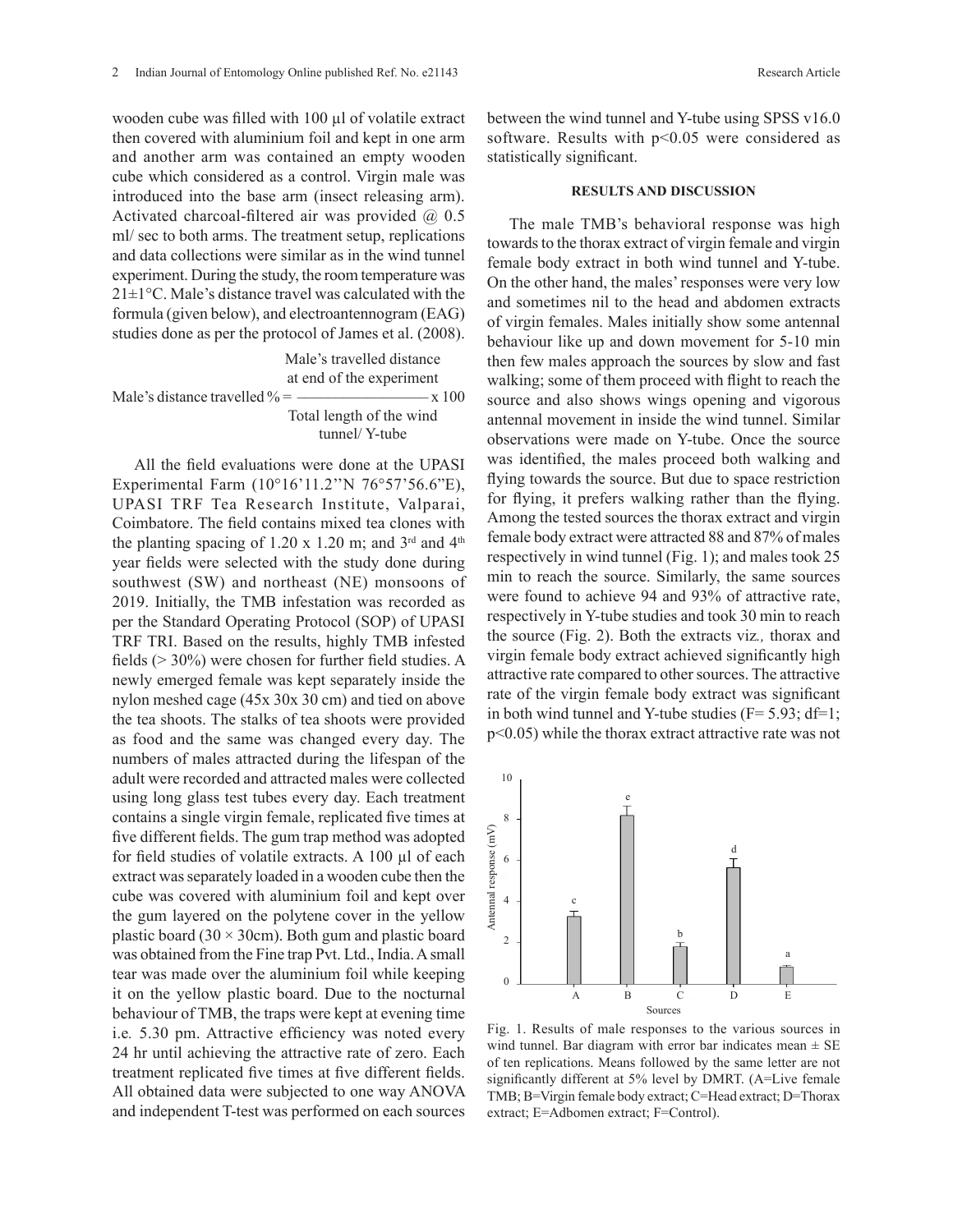wooden cube was filled with 100 µl of volatile extract then covered with aluminium foil and kept in one arm and another arm was contained an empty wooden cube which considered as a control. Virgin male was introduced into the base arm (insect releasing arm). Activated charcoal-filtered air was provided @ 0.5 ml/ sec to both arms. The treatment setup, replications and data collections were similar as in the wind tunnel experiment. During the study, the room temperature was 21±1°C. Male's distance travel was calculated with the formula (given below), and electroantennogram (EAG) studies done as per the protocol of James et al. (2008).

$$\text{Male's distance travelled \%} = \frac{\text{Male's travelled distance at end of the experiment}}{\text{Total length of the wind tunnel/ Y-tube}} \times 100$$

All the field evaluations were done at the UPASI Experimental Farm (10°16'11.2''N 76°57'56.6"E), UPASI TRF Tea Research Institute, Valparai, Coimbatore. The field contains mixed tea clones with the planting spacing of 1.20 x 1.20 m; and 3rd and 4th year fields were selected with the study done during southwest (SW) and northeast (NE) monsoons of 2019. Initially, the TMB infestation was recorded as per the Standard Operating Protocol (SOP) of UPASI TRF TRI. Based on the results, highly TMB infested fields (> 30%) were chosen for further field studies. A newly emerged female was kept separately inside the nylon meshed cage (45x 30x 30 cm) and tied on above the tea shoots. The stalks of tea shoots were provided as food and the same was changed every day. The numbers of males attracted during the lifespan of the adult were recorded and attracted males were collected using long glass test tubes every day. Each treatment contains a single virgin female, replicated five times at five different fields. The gum trap method was adopted for field studies of volatile extracts. A 100 µl of each extract was separately loaded in a wooden cube then the cube was covered with aluminium foil and kept over the gum layered on the polytene cover in the yellow plastic board (30 × 30cm). Both gum and plastic board was obtained from the Fine trap Pvt. Ltd., India. A small tear was made over the aluminium foil while keeping it on the yellow plastic board. Due to the nocturnal behaviour of TMB, the traps were kept at evening time i.e. 5.30 pm. Attractive efficiency was noted every 24 hr until achieving the attractive rate of zero. Each treatment replicated five times at five different fields. All obtained data were subjected to one way ANOVA and independent T-test was performed on each sources between the wind tunnel and Y-tube using SPSS v16.0 software. Results with $p<0.05$ were considered as statistically significant.

## RESULTS AND DISCUSSION

The male TMB's behavioral response was high towards to the thorax extract of virgin female and virgin female body extract in both wind tunnel and Y-tube. On the other hand, the males' responses were very low and sometimes nil to the head and abdomen extracts of virgin females. Males initially show some antennal behaviour like up and down movement for 5-10 min then few males approach the sources by slow and fast walking; some of them proceed with flight to reach the source and also shows wings opening and vigorous antennal movement in inside the wind tunnel. Similar observations were made on Y-tube. Once the source was identified, the males proceed both walking and flying towards the source. But due to space restriction for flying, it prefers walking rather than the flying. Among the tested sources the thorax extract and virgin female body extract were attracted 88 and 87% of males respectively in wind tunnel (Fig. 1); and males took 25 min to reach the source. Similarly, the same sources were found to achieve 94 and 93% of attractive rate, respectively in Y-tube studies and took 30 min to reach the source (Fig. 2). Both the extracts *viz.,* thorax and virgin female body extract achieved significantly high attractive rate compared to other sources. The attractive rate of the virgin female body extract was significant in both wind tunnel and Y-tube studies ($F= 5.93$; $df=1$; $p<0.05$) while the thorax extract attractive rate was not

Antennal response (mV)
10
8
6
4
2
0
e
d
c
b
a
A B C D E
Sources

Fig. 1. Results of male responses to the various sources in wind tunnel. Bar diagram with error bar indicates mean ± SE of ten replications. Means followed by the same letter are not significantly different at 5% level by DMRT. (A=Live female TMB; B=Virgin female body extract; C=Head extract; D=Thorax extract; E=Adbomen extract; F=Control).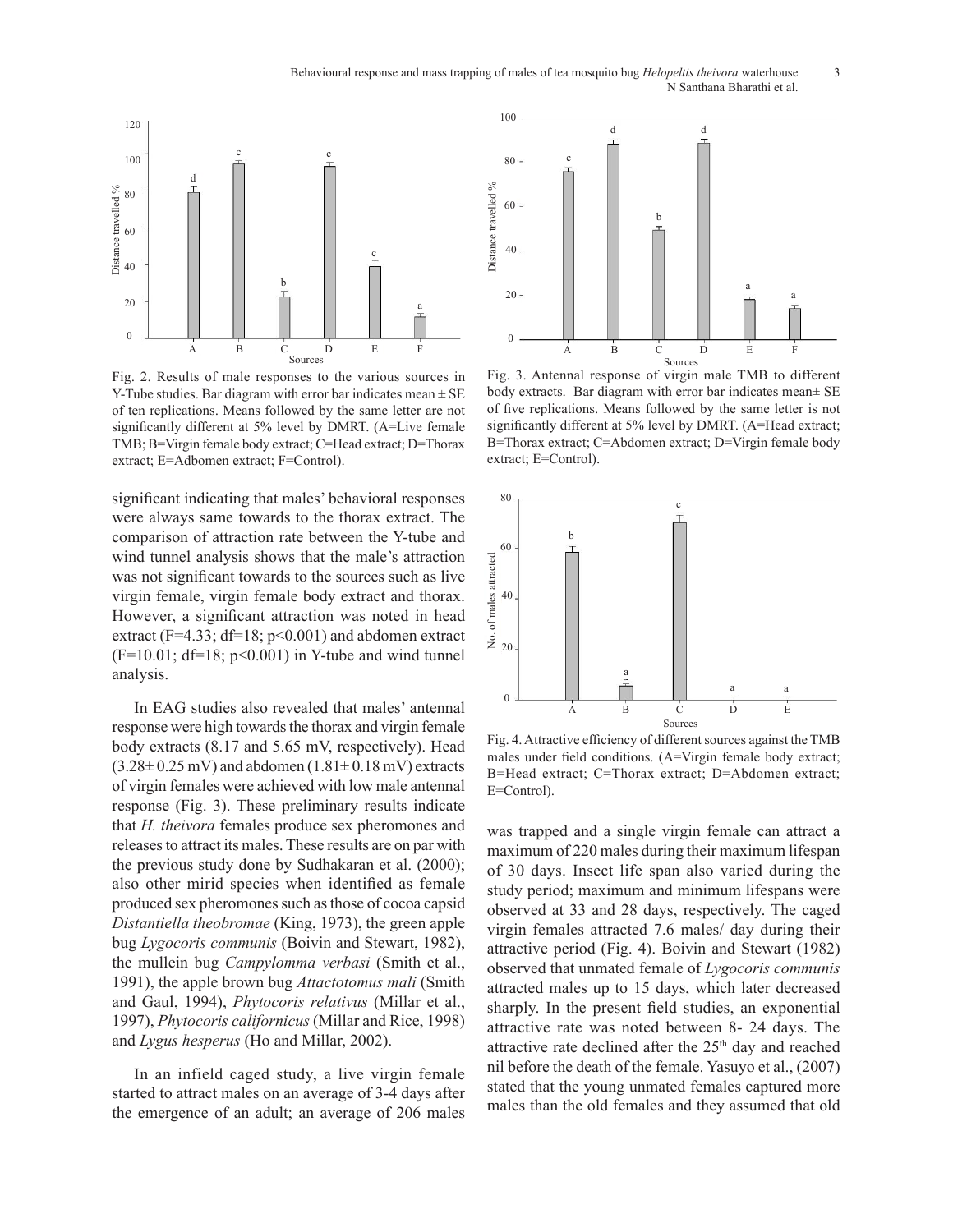120

100

80

60

40

20

0

Distance travelled %

d c b c c a

A B C D E F

Sources

Fig. 2. Results of male responses to the various sources in Y-Tube studies. Bar diagram with error bar indicates mean ± SE of ten replications. Means followed by the same letter are not significantly different at 5% level by DMRT. (A=Live female TMB; B=Virgin female body extract; C=Head extract; D=Thorax extract; E=Adbomen extract; F=Control).

100

80

60

40

20

0

Distance travelled %

c d b d a a

A B C D E F

Sources

Fig. 3. Antennal response of virgin male TMB to different body extracts. Bar diagram with error bar indicates mean± SE of five replications. Means followed by the same letter is not significantly different at 5% level by DMRT. (A=Head extract; B=Thorax extract; C=Abdomen extract; D=Virgin female body extract; E=Control).

80

60

40

20

0

No. of males attracted

b a c a a

A B C D E

Sources

Fig. 4. Attractive efficiency of different sources against the TMB males under field conditions. (A=Virgin female body extract; B=Head extract; C=Thorax extract; D=Abdomen extract; E=Control).

significant indicating that males' behavioral responses were always same towards to the thorax extract. The comparison of attraction rate between the Y-tube and wind tunnel analysis shows that the male's attraction was not significant towards to the sources such as live virgin female, virgin female body extract and thorax. However, a significant attraction was noted in head extract ($F=4.33$; $df=18$; $p<0.001$) and abdomen extract ($F=10.01$; $df=18$; $p<0.001$) in Y-tube and wind tunnel analysis.

In EAG studies also revealed that males' antennal response were high towards the thorax and virgin female body extracts (8.17 and 5.65 mV, respectively). Head ($3.28\pm 0.25$ mV) and abdomen ($1.81\pm 0.18$ mV) extracts of virgin females were achieved with low male antennal response (Fig. 3). These preliminary results indicate that *H. theivora* females produce sex pheromones and releases to attract its males. These results are on par with the previous study done by Sudhakaran et al. (2000); also other mirid species when identified as female produced sex pheromones such as those of cocoa capsid *Distantiella theobromae* (King, 1973), the green apple bug *Lygocoris communis* (Boivin and Stewart, 1982), the mullein bug *Campylomma verbasi* (Smith et al., 1991), the apple brown bug *Attactotomus mali* (Smith and Gaul, 1994), *Phytocoris relativus* (Millar et al., 1997), *Phytocoris californicus* (Millar and Rice, 1998) and *Lygus hesperus* (Ho and Millar, 2002).

In an infield caged study, a live virgin female started to attract males on an average of 3-4 days after the emergence of an adult; an average of 206 males was trapped and a single virgin female can attract a maximum of 220 males during their maximum lifespan of 30 days. Insect life span also varied during the study period; maximum and minimum lifespans were observed at 33 and 28 days, respectively. The caged virgin females attracted 7.6 males/ day during their attractive period (Fig. 4). Boivin and Stewart (1982) observed that unmated female of *Lygocoris communis* attracted males up to 15 days, which later decreased sharply. In the present field studies, an exponential attractive rate was noted between 8- 24 days. The attractive rate declined after the 25th day and reached nil before the death of the female. Yasuyo et al., (2007) stated that the young unmated females captured more males than the old females and they assumed that old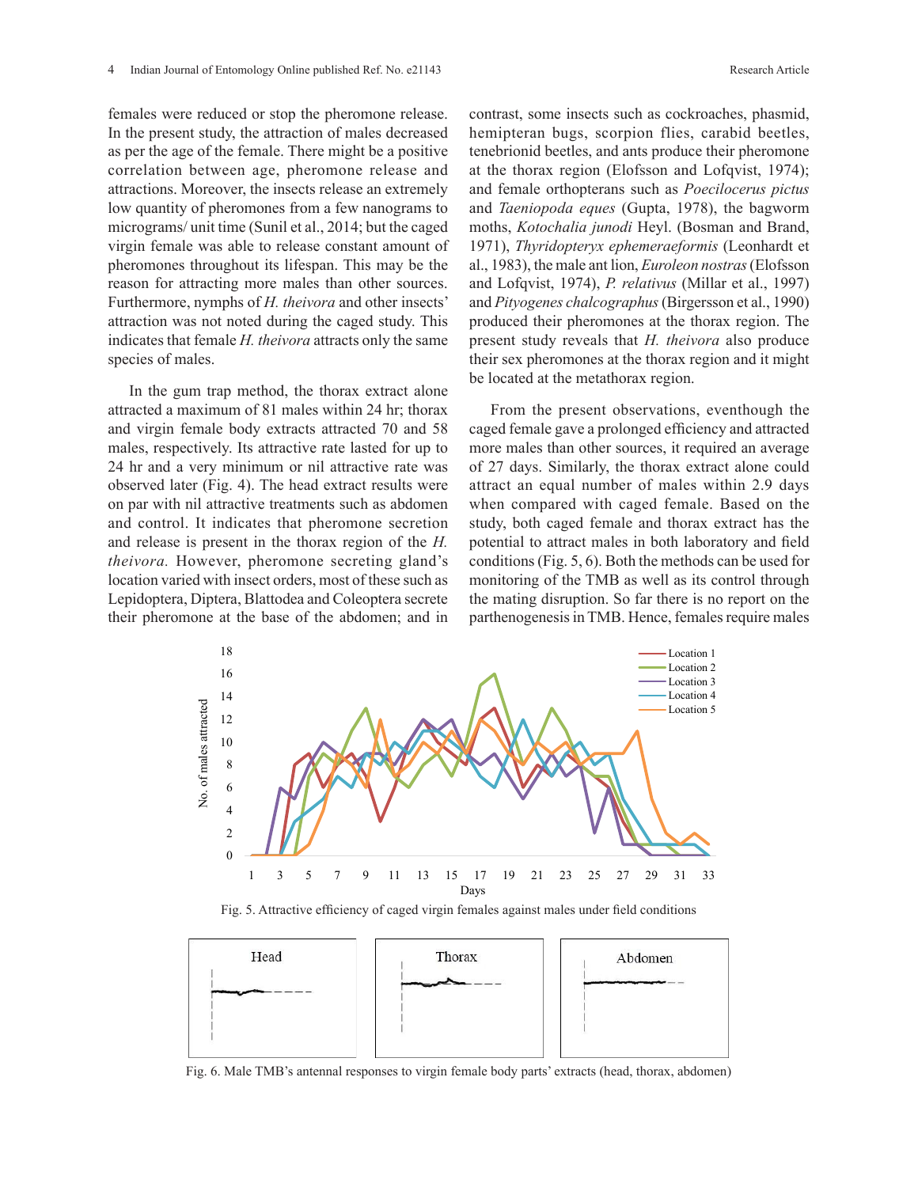females were reduced or stop the pheromone release. In the present study, the attraction of males decreased as per the age of the female. There might be a positive correlation between age, pheromone release and attractions. Moreover, the insects release an extremely low quantity of pheromones from a few nanograms to micrograms/ unit time (Sunil et al., 2014; but the caged virgin female was able to release constant amount of pheromones throughout its lifespan. This may be the reason for attracting more males than other sources. Furthermore, nymphs of *H. theivora* and other insects' attraction was not noted during the caged study. This indicates that female *H. theivora* attracts only the same species of males.

In the gum trap method, the thorax extract alone attracted a maximum of 81 males within 24 hr; thorax and virgin female body extracts attracted 70 and 58 males, respectively. Its attractive rate lasted for up to 24 hr and a very minimum or nil attractive rate was observed later (Fig. 4). The head extract results were on par with nil attractive treatments such as abdomen and control. It indicates that pheromone secretion and release is present in the thorax region of the *H. theivora*. However, pheromone secreting gland's location varied with insect orders, most of these such as Lepidoptera, Diptera, Blattodea and Coleoptera secrete their pheromone at the base of the abdomen; and in contrast, some insects such as cockroaches, phasmid, hemipteran bugs, scorpion flies, carabid beetles, tenebrionid beetles, and ants produce their pheromone at the thorax region (Elofsson and Lofqvist, 1974); and female orthopterans such as *Poecilocerus pictus* and *Taeniopoda eques* (Gupta, 1978), the bagworm moths, *Kotochalia junodi* Heyl. (Bosman and Brand, 1971), *Thyridopteryx ephemeraeformis* (Leonhardt et al., 1983), the male ant lion, *Euroleon nostras* (Elofsson and Lofqvist, 1974), *P. relativus* (Millar et al., 1997) and *Pityogenes chalcographus* (Birgersson et al., 1990) produced their pheromones at the thorax region. The present study reveals that *H. theivora* also produce their sex pheromones at the thorax region and it might be located at the metathorax region.

From the present observations, eventhough the caged female gave a prolonged efficiency and attracted more males than other sources, it required an average of 27 days. Similarly, the thorax extract alone could attract an equal number of males within 2.9 days when compared with caged female. Based on the study, both caged female and thorax extract has the potential to attract males in both laboratory and field conditions (Fig. 5, 6). Both the methods can be used for monitoring of the TMB as well as its control through the mating disruption. So far there is no report on the parthenogenesis in TMB. Hence, females require males

No. of males attracted
18
16
14
12
10
8
6
4
2
0
1 3 5 7 9 11 13 15 17 19 21 23 25 27 29 31 33
Days
Location 1
Location 2
Location 3
Location 4
Location 5

Fig. 5. Attractive efficiency of caged virgin females against males under field conditions

Head
Thorax
Abdomen

Fig. 6. Male TMB's antennal responses to virgin female body parts' extracts (head, thorax, abdomen)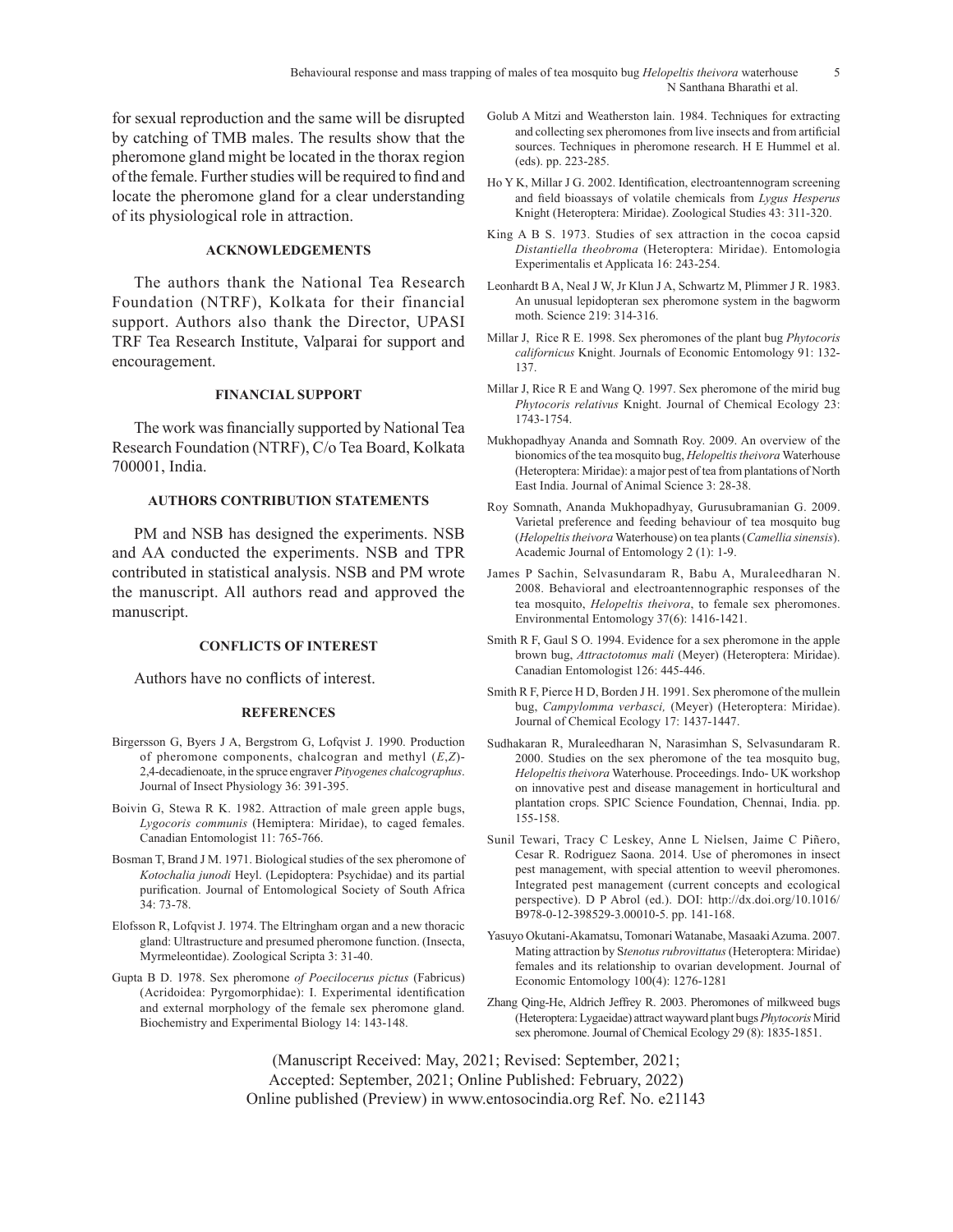for sexual reproduction and the same will be disrupted by catching of TMB males. The results show that the pheromone gland might be located in the thorax region of the female. Further studies will be required to find and locate the pheromone gland for a clear understanding of its physiological role in attraction.

## ACKNOWLEDGEMENTS

The authors thank the National Tea Research Foundation (NTRF), Kolkata for their financial support. Authors also thank the Director, UPASI TRF Tea Research Institute, Valparai for support and encouragement.

## FINANCIAL SUPPORT

The work was financially supported by National Tea Research Foundation (NTRF), C/o Tea Board, Kolkata 700001, India.

## AUTHORS CONTRIBUTION STATEMENTS

PM and NSB has designed the experiments. NSB and AA conducted the experiments. NSB and TPR contributed in statistical analysis. NSB and PM wrote the manuscript. All authors read and approved the manuscript.

## CONFLICTS OF INTEREST

Authors have no conflicts of interest.

## REFERENCES

Birgersson G, Byers J A, Bergstrom G, Lofqvist J. 1990. Production of pheromone components, chalcogran and methyl (*E*,*Z*)-2,4-decadienoate, in the spruce engraver *Pityogenes chalcographus*. Journal of Insect Physiology 36: 391-395.

Boivin G, Stewa R K. 1982. Attraction of male green apple bugs, *Lygocoris communis* (Hemiptera: Miridae), to caged females. Canadian Entomologist 11: 765-766.

Bosman T, Brand J M. 1971. Biological studies of the sex pheromone of *Kotochalia junodi* Heyl. (Lepidoptera: Psychidae) and its partial purification. Journal of Entomological Society of South Africa 34: 73-78.

Elofsson R, Lofqvist J. 1974. The Eltringham organ and a new thoracic gland: Ultrastructure and presumed pheromone function. (Insecta, Myrmeleontidae). Zoological Scripta 3: 31-40.

Gupta B D. 1978. Sex pheromone *of Poecilocerus pictus* (Fabricus) (Acridoidea: Pyrgomorphidae): I. Experimental identification and external morphology of the female sex pheromone gland. Biochemistry and Experimental Biology 14: 143-148.

Golub A Mitzi and Weatherston lain. 1984. Techniques for extracting and collecting sex pheromones from live insects and from artificial sources. Techniques in pheromone research. H E Hummel et al. (eds). pp. 223-285.

Ho Y K, Millar J G. 2002. Identification, electroantennogram screening and field bioassays of volatile chemicals from *Lygus Hesperus* Knight (Heteroptera: Miridae). Zoological Studies 43: 311-320.

King A B S. 1973. Studies of sex attraction in the cocoa capsid *Distantiella theobroma* (Heteroptera: Miridae). Entomologia Experimentalis et Applicata 16: 243-254.

Leonhardt B A, Neal J W, Jr Klun J A, Schwartz M, Plimmer J R. 1983. An unusual lepidopteran sex pheromone system in the bagworm moth. Science 219: 314-316.

Millar J, Rice R E. 1998. Sex pheromones of the plant bug *Phytocoris californicus* Knight. Journals of Economic Entomology 91: 132-137.

Millar J, Rice R E and Wang Q. 1997. Sex pheromone of the mirid bug *Phytocoris relativus* Knight. Journal of Chemical Ecology 23: 1743-1754.

Mukhopadhyay Ananda and Somnath Roy. 2009. An overview of the bionomics of the tea mosquito bug, *Helopeltis theivora* Waterhouse (Heteroptera: Miridae): a major pest of tea from plantations of North East India. Journal of Animal Science 3: 28-38.

Roy Somnath, Ananda Mukhopadhyay, Gurusubramanian G. 2009. Varietal preference and feeding behaviour of tea mosquito bug (*Helopeltis theivora* Waterhouse) on tea plants (*Camellia sinensis*). Academic Journal of Entomology 2 (1): 1-9.

James P Sachin, Selvasundaram R, Babu A, Muraleedharan N. 2008. Behavioral and electroantennographic responses of the tea mosquito, *Helopeltis theivora*, to female sex pheromones. Environmental Entomology 37(6): 1416-1421.

Smith R F, Gaul S O. 1994. Evidence for a sex pheromone in the apple brown bug, *Attractotomus mali* (Meyer) (Heteroptera: Miridae). Canadian Entomologist 126: 445-446.

Smith R F, Pierce H D, Borden J H. 1991. Sex pheromone of the mullein bug, *Campylomma verbasci,* (Meyer) (Heteroptera: Miridae). Journal of Chemical Ecology 17: 1437-1447.

Sudhakaran R, Muraleedharan N, Narasimhan S, Selvasundaram R. 2000. Studies on the sex pheromone of the tea mosquito bug, *Helopeltis theivora* Waterhouse. Proceedings. Indo- UK workshop on innovative pest and disease management in horticultural and plantation crops. SPIC Science Foundation, Chennai, India. pp. 155-158.

Sunil Tewari, Tracy C Leskey, Anne L Nielsen, Jaime C Piñero, Cesar R. Rodriguez Saona. 2014. Use of pheromones in insect pest management, with special attention to weevil pheromones. Integrated pest management (current concepts and ecological perspective). D P Abrol (ed.). DOI: http://dx.doi.org/10.1016/B978-0-12-398529-3.00010-5. pp. 141-168.

Yasuyo Okutani-Akamatsu, Tomonari Watanabe, Masaaki Azuma. 2007. Mating attraction by S*tenotus rubrovittatus* (Heteroptera: Miridae) females and its relationship to ovarian development. Journal of Economic Entomology 100(4): 1276-1281

Zhang Qing-He, Aldrich Jeffrey R. 2003. Pheromones of milkweed bugs (Heteroptera: Lygaeidae) attract wayward plant bugs *Phytocoris* Mirid sex pheromone. Journal of Chemical Ecology 29 (8): 1835-1851.

(Manuscript Received: May, 2021; Revised: September, 2021;
Accepted: September, 2021; Online Published: February, 2022)
Online published (Preview) in www.entosocindia.org Ref. No. e21143